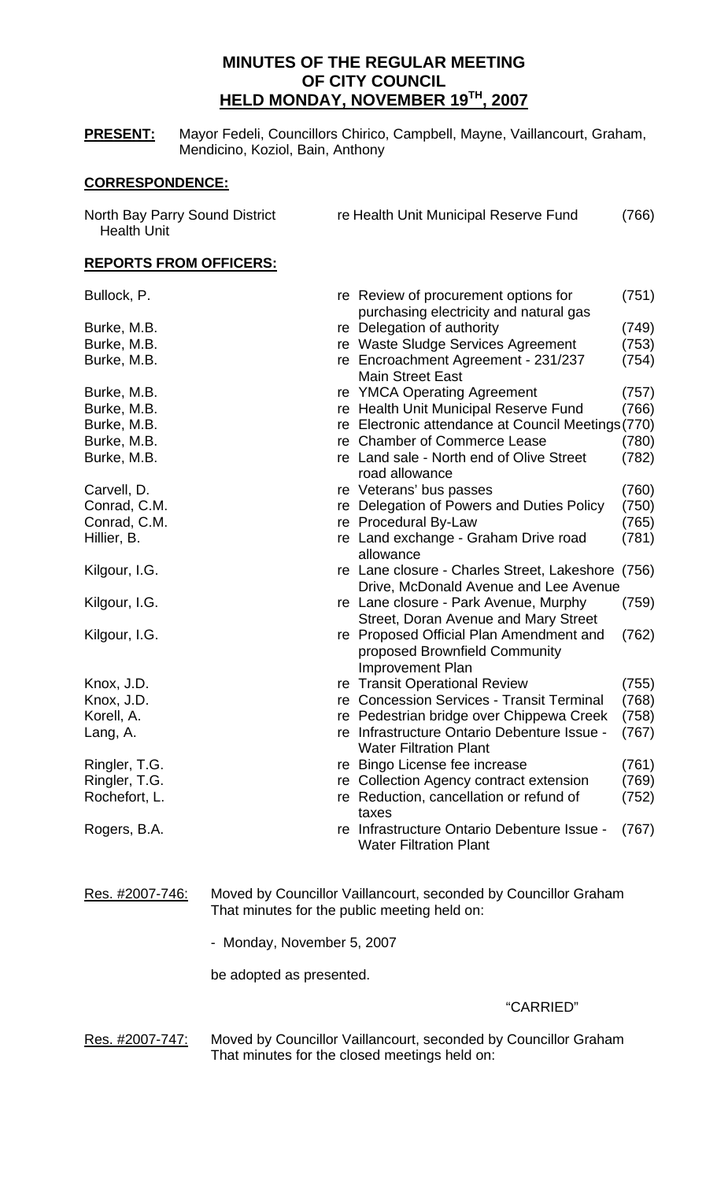# MINUTES OF THE REGULAR MEETING OF CITY COUNCIL HELD MONDAY, NOVEMBER 19TH, 2007

**PRESENT:** Mayor Fedeli, Councillors Chirico, Campbell, Mayne, Vaillancourt, Graham, Mendicino, Koziol, Bain, Anthony

## CORRESPONDENCE:

| | | |
|---|---|---|
| North Bay Parry Sound District Health Unit | re Health Unit Municipal Reserve Fund | (766) |

## REPORTS FROM OFFICERS:

| | | |
|---|---|---|
| Bullock, P. | re Review of procurement options for purchasing electricity and natural gas | (751) |
| Burke, M.B. | re Delegation of authority | (749) |
| Burke, M.B. | re Waste Sludge Services Agreement | (753) |
| Burke, M.B. | re Encroachment Agreement - 231/237 Main Street East | (754) |
| Burke, M.B. | re YMCA Operating Agreement | (757) |
| Burke, M.B. | re Health Unit Municipal Reserve Fund | (766) |
| Burke, M.B. | re Electronic attendance at Council Meetings | (770) |
| Burke, M.B. | re Chamber of Commerce Lease | (780) |
| Burke, M.B. | re Land sale - North end of Olive Street road allowance | (782) |
| Carvell, D. | re Veterans' bus passes | (760) |
| Conrad, C.M. | re Delegation of Powers and Duties Policy | (750) |
| Conrad, C.M. | re Procedural By-Law | (765) |
| Hillier, B. | re Land exchange - Graham Drive road allowance | (781) |
| Kilgour, I.G. | re Lane closure - Charles Street, Lakeshore Drive, McDonald Avenue and Lee Avenue | (756) |
| Kilgour, I.G. | re Lane closure - Park Avenue, Murphy Street, Doran Avenue and Mary Street | (759) |
| Kilgour, I.G. | re Proposed Official Plan Amendment and proposed Brownfield Community Improvement Plan | (762) |
| Knox, J.D. | re Transit Operational Review | (755) |
| Knox, J.D. | re Concession Services - Transit Terminal | (768) |
| Korell, A. | re Pedestrian bridge over Chippewa Creek | (758) |
| Lang, A. | re Infrastructure Ontario Debenture Issue - Water Filtration Plant | (767) |
| Ringler, T.G. | re Bingo License fee increase | (761) |
| Ringler, T.G. | re Collection Agency contract extension | (769) |
| Rochefort, L. | re Reduction, cancellation or refund of taxes | (752) |
| Rogers, B.A. | re Infrastructure Ontario Debenture Issue - Water Filtration Plant | (767) |

Res. #2007-746: Moved by Councillor Vaillancourt, seconded by Councillor Graham That minutes for the public meeting held on:

- Monday, November 5, 2007

be adopted as presented.

"CARRIED"

Res. #2007-747: Moved by Councillor Vaillancourt, seconded by Councillor Graham That minutes for the closed meetings held on: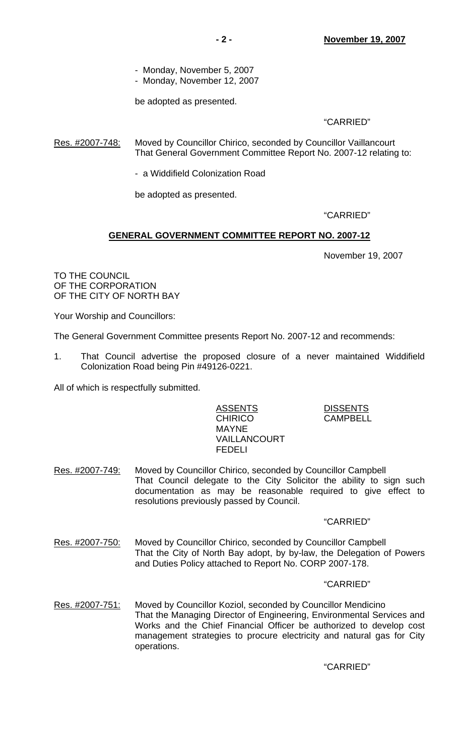- Monday, November 5, 2007
- Monday, November 12, 2007

be adopted as presented.

"CARRIED"

Res. #2007-748: Moved by Councillor Chirico, seconded by Councillor Vaillancourt That General Government Committee Report No. 2007-12 relating to:

- a Widdifield Colonization Road

be adopted as presented.

"CARRIED"

## GENERAL GOVERNMENT COMMITTEE REPORT NO. 2007-12

November 19, 2007

TO THE COUNCIL
OF THE CORPORATION
OF THE CITY OF NORTH BAY

Your Worship and Councillors:

The General Government Committee presents Report No. 2007-12 and recommends:

1. That Council advertise the proposed closure of a never maintained Widdifield Colonization Road being Pin #49126-0221.

All of which is respectfully submitted.

| ASSENTS | DISSENTS |
|---|---|
| CHIRICO | CAMPBELL |
| MAYNE | |
| VAILLANCOURT | |
| FEDELI | |

Res. #2007-749: Moved by Councillor Chirico, seconded by Councillor Campbell That Council delegate to the City Solicitor the ability to sign such documentation as may be reasonable required to give effect to resolutions previously passed by Council.

"CARRIED"

Res. #2007-750: Moved by Councillor Chirico, seconded by Councillor Campbell That the City of North Bay adopt, by by-law, the Delegation of Powers and Duties Policy attached to Report No. CORP 2007-178.

"CARRIED"

Res. #2007-751: Moved by Councillor Koziol, seconded by Councillor Mendicino That the Managing Director of Engineering, Environmental Services and Works and the Chief Financial Officer be authorized to develop cost management strategies to procure electricity and natural gas for City operations.

"CARRIED"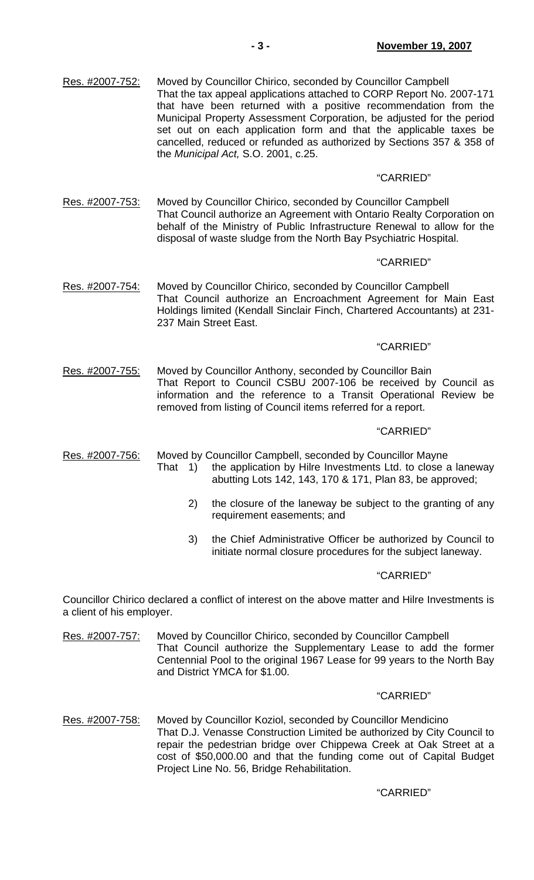Res. #2007-752: Moved by Councillor Chirico, seconded by Councillor Campbell
That the tax appeal applications attached to CORP Report No. 2007-171 that have been returned with a positive recommendation from the Municipal Property Assessment Corporation, be adjusted for the period set out on each application form and that the applicable taxes be cancelled, reduced or refunded as authorized by Sections 357 & 358 of the *Municipal Act,* S.O. 2001, c.25.

"CARRIED"

Res. #2007-753: Moved by Councillor Chirico, seconded by Councillor Campbell
That Council authorize an Agreement with Ontario Realty Corporation on behalf of the Ministry of Public Infrastructure Renewal to allow for the disposal of waste sludge from the North Bay Psychiatric Hospital.

"CARRIED"

Res. #2007-754: Moved by Councillor Chirico, seconded by Councillor Campbell
That Council authorize an Encroachment Agreement for Main East Holdings limited (Kendall Sinclair Finch, Chartered Accountants) at 231-237 Main Street East.

"CARRIED"

Res. #2007-755: Moved by Councillor Anthony, seconded by Councillor Bain
That Report to Council CSBU 2007-106 be received by Council as information and the reference to a Transit Operational Review be removed from listing of Council items referred for a report.

"CARRIED"

Res. #2007-756: Moved by Councillor Campbell, seconded by Councillor Mayne
That 1) the application by Hilre Investments Ltd. to close a laneway abutting Lots 142, 143, 170 & 171, Plan 83, be approved;

2) the closure of the laneway be subject to the granting of any requirement easements; and

3) the Chief Administrative Officer be authorized by Council to initiate normal closure procedures for the subject laneway.

"CARRIED"

Councillor Chirico declared a conflict of interest on the above matter and Hilre Investments is a client of his employer.

Res. #2007-757: Moved by Councillor Chirico, seconded by Councillor Campbell
That Council authorize the Supplementary Lease to add the former Centennial Pool to the original 1967 Lease for 99 years to the North Bay and District YMCA for $1.00.

"CARRIED"

Res. #2007-758: Moved by Councillor Koziol, seconded by Councillor Mendicino
That D.J. Venasse Construction Limited be authorized by City Council to repair the pedestrian bridge over Chippewa Creek at Oak Street at a cost of $50,000.00 and that the funding come out of Capital Budget Project Line No. 56, Bridge Rehabilitation.

"CARRIED"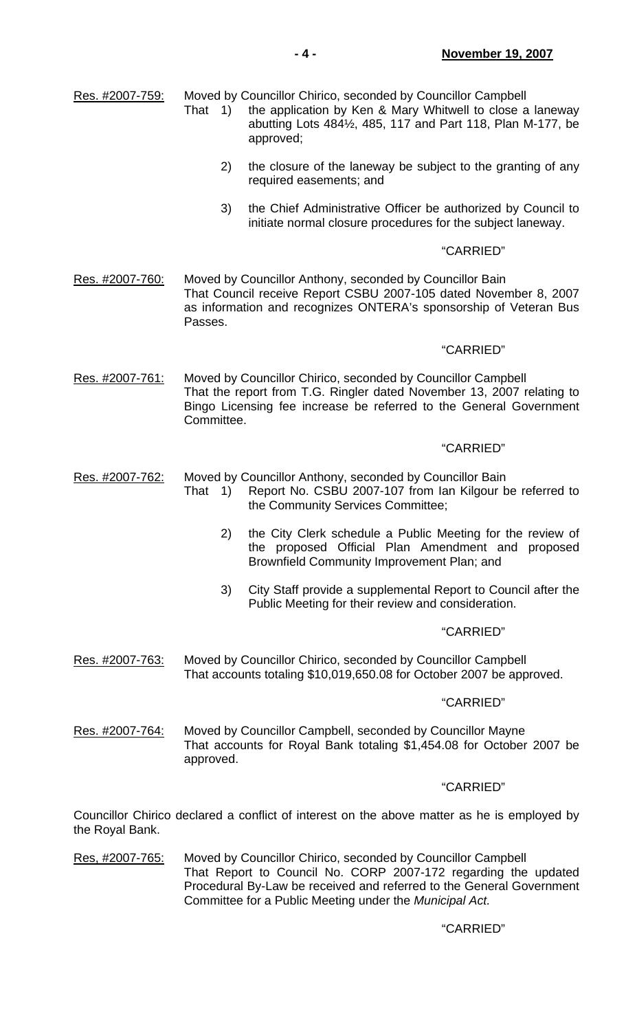Res. #2007-759: Moved by Councillor Chirico, seconded by Councillor Campbell

That 1) the application by Ken & Mary Whitwell to close a laneway abutting Lots 484½, 485, 117 and Part 118, Plan M-177, be approved;

2) the closure of the laneway be subject to the granting of any required easements; and

3) the Chief Administrative Officer be authorized by Council to initiate normal closure procedures for the subject laneway.

"CARRIED"

Res. #2007-760: Moved by Councillor Anthony, seconded by Councillor Bain

That Council receive Report CSBU 2007-105 dated November 8, 2007 as information and recognizes ONTERA's sponsorship of Veteran Bus Passes.

"CARRIED"

Res. #2007-761: Moved by Councillor Chirico, seconded by Councillor Campbell

That the report from T.G. Ringler dated November 13, 2007 relating to Bingo Licensing fee increase be referred to the General Government Committee.

"CARRIED"

Res. #2007-762: Moved by Councillor Anthony, seconded by Councillor Bain

That 1) Report No. CSBU 2007-107 from Ian Kilgour be referred to the Community Services Committee;

2) the City Clerk schedule a Public Meeting for the review of the proposed Official Plan Amendment and proposed Brownfield Community Improvement Plan; and

3) City Staff provide a supplemental Report to Council after the Public Meeting for their review and consideration.

"CARRIED"

Res. #2007-763: Moved by Councillor Chirico, seconded by Councillor Campbell

That accounts totaling $10,019,650.08 for October 2007 be approved.

"CARRIED"

Res. #2007-764: Moved by Councillor Campbell, seconded by Councillor Mayne

That accounts for Royal Bank totaling $1,454.08 for October 2007 be approved.

"CARRIED"

Councillor Chirico declared a conflict of interest on the above matter as he is employed by the Royal Bank.

Res, #2007-765: Moved by Councillor Chirico, seconded by Councillor Campbell

That Report to Council No. CORP 2007-172 regarding the updated Procedural By-Law be received and referred to the General Government Committee for a Public Meeting under the *Municipal Act.*

"CARRIED"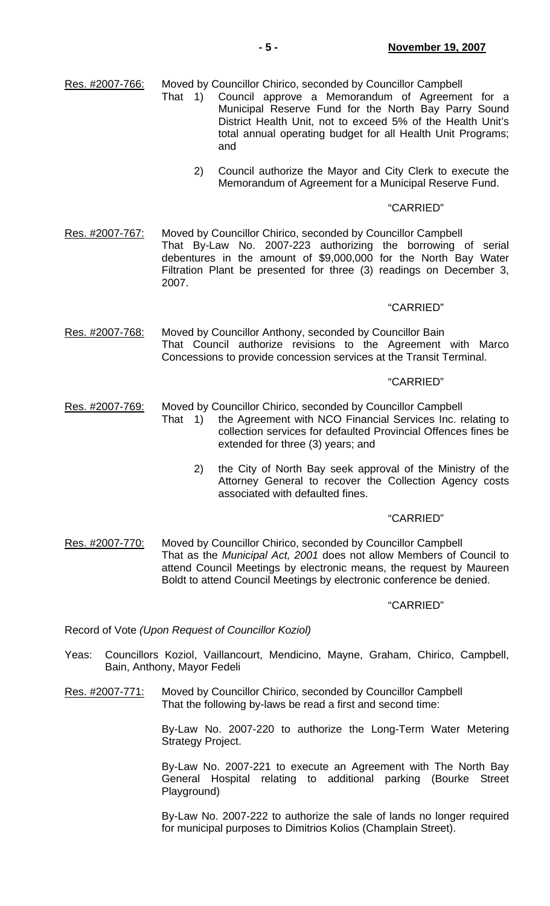Res. #2007-766: Moved by Councillor Chirico, seconded by Councillor Campbell

That 1) Council approve a Memorandum of Agreement for a Municipal Reserve Fund for the North Bay Parry Sound District Health Unit, not to exceed 5% of the Health Unit's total annual operating budget for all Health Unit Programs; and

2) Council authorize the Mayor and City Clerk to execute the Memorandum of Agreement for a Municipal Reserve Fund.

"CARRIED"

Res. #2007-767: Moved by Councillor Chirico, seconded by Councillor Campbell

That By-Law No. 2007-223 authorizing the borrowing of serial debentures in the amount of $9,000,000 for the North Bay Water Filtration Plant be presented for three (3) readings on December 3, 2007.

"CARRIED"

Res. #2007-768: Moved by Councillor Anthony, seconded by Councillor Bain

That Council authorize revisions to the Agreement with Marco Concessions to provide concession services at the Transit Terminal.

"CARRIED"

Res. #2007-769: Moved by Councillor Chirico, seconded by Councillor Campbell

That 1) the Agreement with NCO Financial Services Inc. relating to collection services for defaulted Provincial Offences fines be extended for three (3) years; and

2) the City of North Bay seek approval of the Ministry of the Attorney General to recover the Collection Agency costs associated with defaulted fines.

"CARRIED"

Res. #2007-770: Moved by Councillor Chirico, seconded by Councillor Campbell

That as the *Municipal Act, 2001* does not allow Members of Council to attend Council Meetings by electronic means, the request by Maureen Boldt to attend Council Meetings by electronic conference be denied.

"CARRIED"

Record of Vote *(Upon Request of Councillor Koziol)*

Yeas: Councillors Koziol, Vaillancourt, Mendicino, Mayne, Graham, Chirico, Campbell, Bain, Anthony, Mayor Fedeli

Res. #2007-771: Moved by Councillor Chirico, seconded by Councillor Campbell

That the following by-laws be read a first and second time:

By-Law No. 2007-220 to authorize the Long-Term Water Metering Strategy Project.

By-Law No. 2007-221 to execute an Agreement with The North Bay General Hospital relating to additional parking (Bourke Street Playground)

By-Law No. 2007-222 to authorize the sale of lands no longer required for municipal purposes to Dimitrios Kolios (Champlain Street).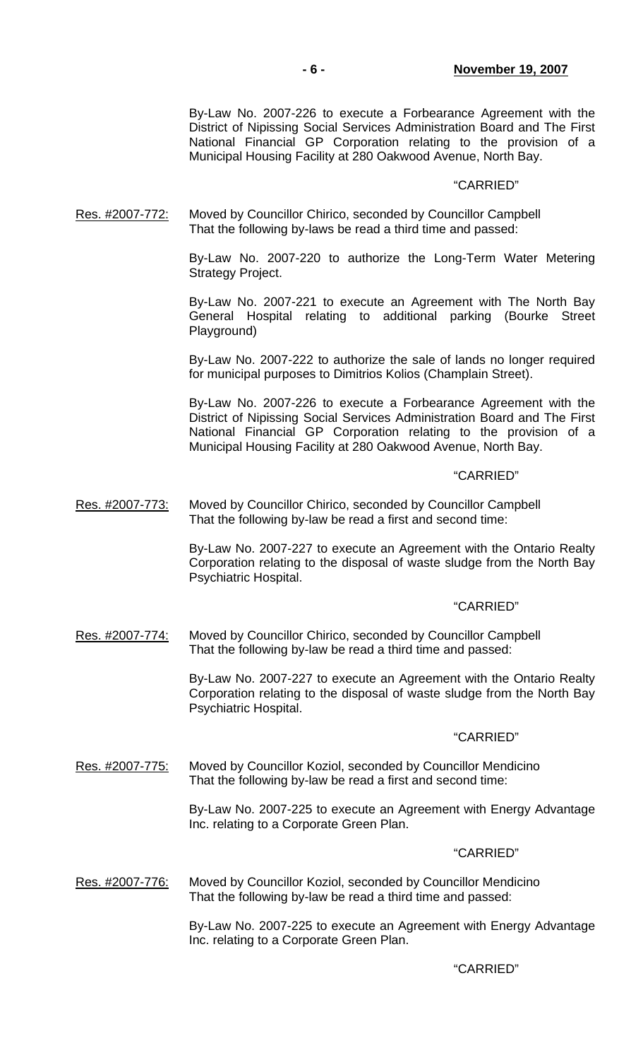By-Law No. 2007-226 to execute a Forbearance Agreement with the District of Nipissing Social Services Administration Board and The First National Financial GP Corporation relating to the provision of a Municipal Housing Facility at 280 Oakwood Avenue, North Bay.

"CARRIED"

Res. #2007-772: Moved by Councillor Chirico, seconded by Councillor Campbell That the following by-laws be read a third time and passed:

By-Law No. 2007-220 to authorize the Long-Term Water Metering Strategy Project.

By-Law No. 2007-221 to execute an Agreement with The North Bay General Hospital relating to additional parking (Bourke Street Playground)

By-Law No. 2007-222 to authorize the sale of lands no longer required for municipal purposes to Dimitrios Kolios (Champlain Street).

By-Law No. 2007-226 to execute a Forbearance Agreement with the District of Nipissing Social Services Administration Board and The First National Financial GP Corporation relating to the provision of a Municipal Housing Facility at 280 Oakwood Avenue, North Bay.

"CARRIED"

Res. #2007-773: Moved by Councillor Chirico, seconded by Councillor Campbell That the following by-law be read a first and second time:

By-Law No. 2007-227 to execute an Agreement with the Ontario Realty Corporation relating to the disposal of waste sludge from the North Bay Psychiatric Hospital.

"CARRIED"

Res. #2007-774: Moved by Councillor Chirico, seconded by Councillor Campbell That the following by-law be read a third time and passed:

By-Law No. 2007-227 to execute an Agreement with the Ontario Realty Corporation relating to the disposal of waste sludge from the North Bay Psychiatric Hospital.

"CARRIED"

Res. #2007-775: Moved by Councillor Koziol, seconded by Councillor Mendicino That the following by-law be read a first and second time:

By-Law No. 2007-225 to execute an Agreement with Energy Advantage Inc. relating to a Corporate Green Plan.

"CARRIED"

Res. #2007-776: Moved by Councillor Koziol, seconded by Councillor Mendicino That the following by-law be read a third time and passed:

By-Law No. 2007-225 to execute an Agreement with Energy Advantage Inc. relating to a Corporate Green Plan.

"CARRIED"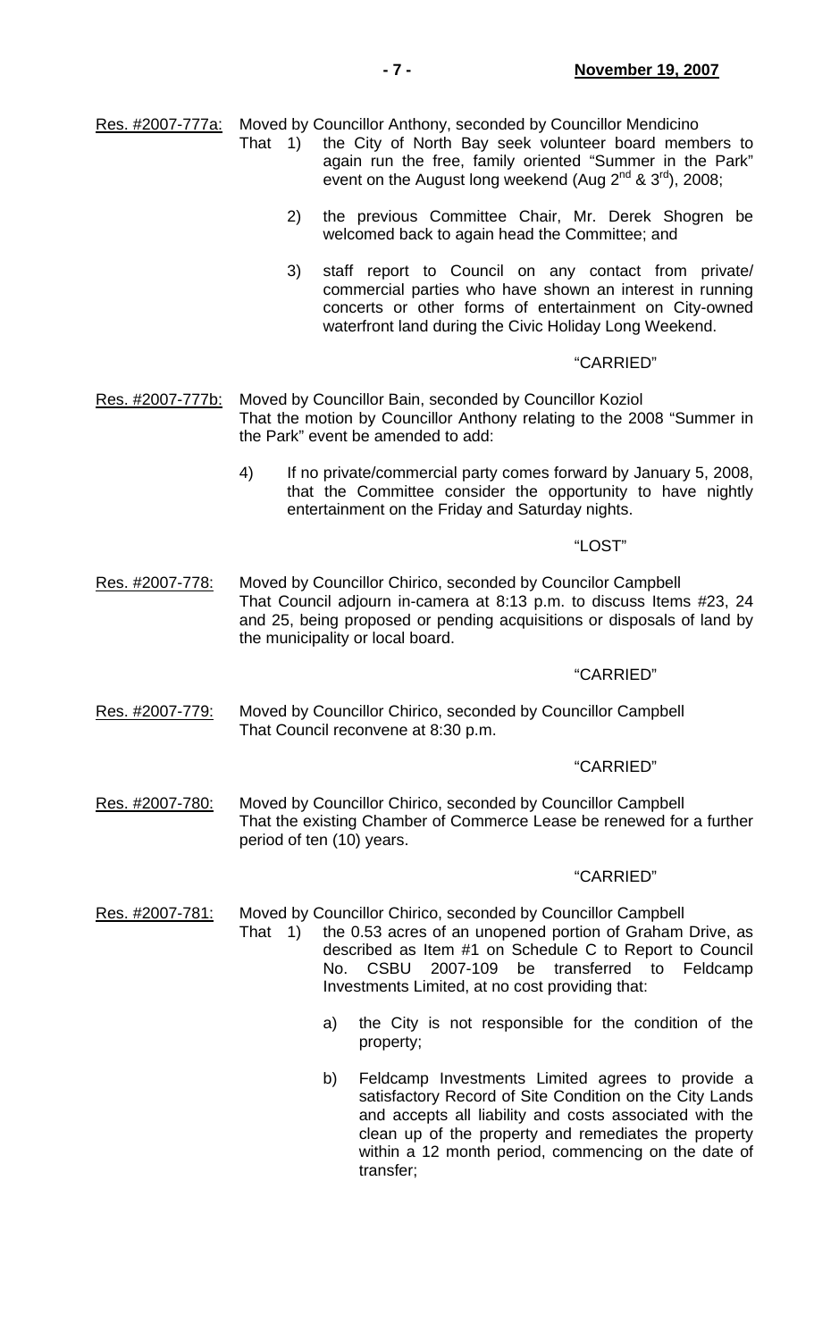Res. #2007-777a: Moved by Councillor Anthony, seconded by Councillor Mendicino

That 1) the City of North Bay seek volunteer board members to again run the free, family oriented "Summer in the Park" event on the August long weekend (Aug 2nd & 3rd), 2008;

2) the previous Committee Chair, Mr. Derek Shogren be welcomed back to again head the Committee; and

3) staff report to Council on any contact from private/ commercial parties who have shown an interest in running concerts or other forms of entertainment on City-owned waterfront land during the Civic Holiday Long Weekend.

"CARRIED"

Res. #2007-777b: Moved by Councillor Bain, seconded by Councillor Koziol

That the motion by Councillor Anthony relating to the 2008 "Summer in the Park" event be amended to add:

4) If no private/commercial party comes forward by January 5, 2008, that the Committee consider the opportunity to have nightly entertainment on the Friday and Saturday nights.

"LOST"

Res. #2007-778: Moved by Councillor Chirico, seconded by Councilor Campbell

That Council adjourn in-camera at 8:13 p.m. to discuss Items #23, 24 and 25, being proposed or pending acquisitions or disposals of land by the municipality or local board.

"CARRIED"

Res. #2007-779: Moved by Councillor Chirico, seconded by Councillor Campbell

That Council reconvene at 8:30 p.m.

"CARRIED"

Res. #2007-780: Moved by Councillor Chirico, seconded by Councillor Campbell

That the existing Chamber of Commerce Lease be renewed for a further period of ten (10) years.

"CARRIED"

Res. #2007-781: Moved by Councillor Chirico, seconded by Councillor Campbell

That 1) the 0.53 acres of an unopened portion of Graham Drive, as described as Item #1 on Schedule C to Report to Council No. CSBU 2007-109 be transferred to Feldcamp Investments Limited, at no cost providing that:

a) the City is not responsible for the condition of the property;

b) Feldcamp Investments Limited agrees to provide a satisfactory Record of Site Condition on the City Lands and accepts all liability and costs associated with the clean up of the property and remediates the property within a 12 month period, commencing on the date of transfer;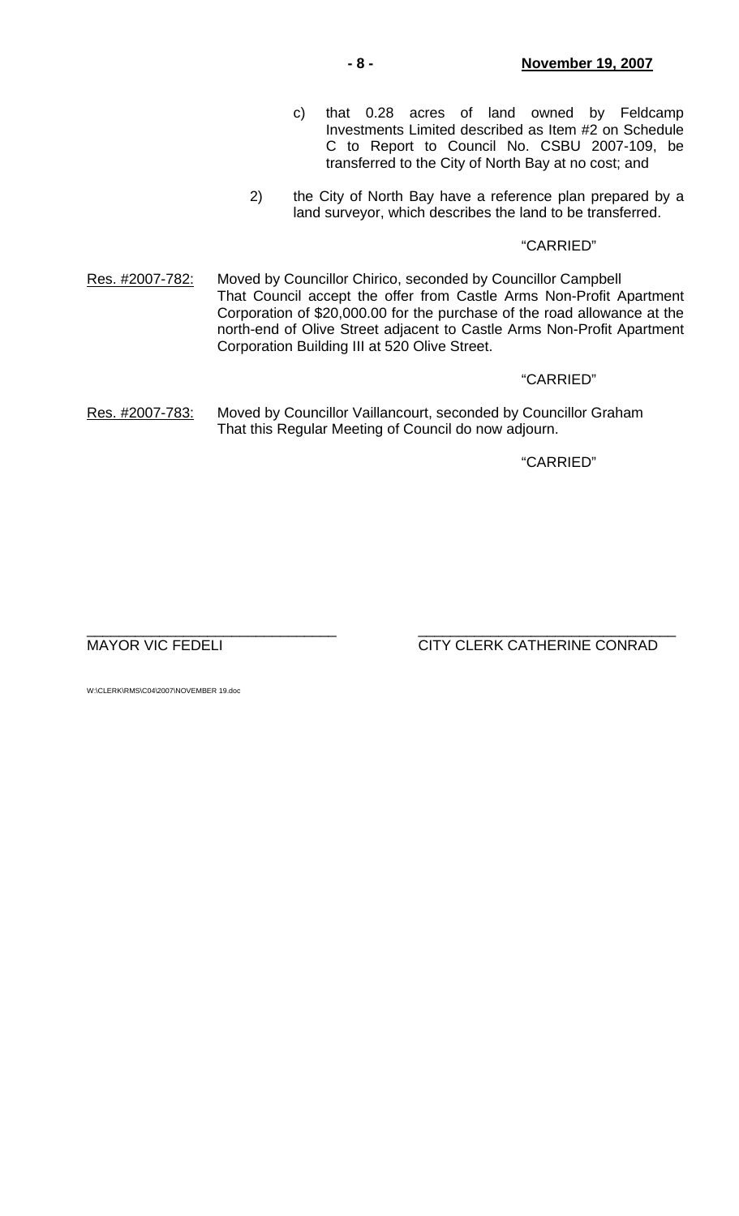c) that 0.28 acres of land owned by Feldcamp Investments Limited described as Item #2 on Schedule C to Report to Council No. CSBU 2007-109, be transferred to the City of North Bay at no cost; and

2) the City of North Bay have a reference plan prepared by a land surveyor, which describes the land to be transferred.

"CARRIED"

Res. #2007-782: Moved by Councillor Chirico, seconded by Councillor Campbell
That Council accept the offer from Castle Arms Non-Profit Apartment Corporation of $20,000.00 for the purchase of the road allowance at the north-end of Olive Street adjacent to Castle Arms Non-Profit Apartment Corporation Building III at 520 Olive Street.

"CARRIED"

Res. #2007-783: Moved by Councillor Vaillancourt, seconded by Councillor Graham
That this Regular Meeting of Council do now adjourn.

"CARRIED"

_______________________________ _______________________________
MAYOR VIC FEDELI CITY CLERK CATHERINE CONRAD

W:\CLERK\RMS\C04\2007\NOVEMBER 19.doc